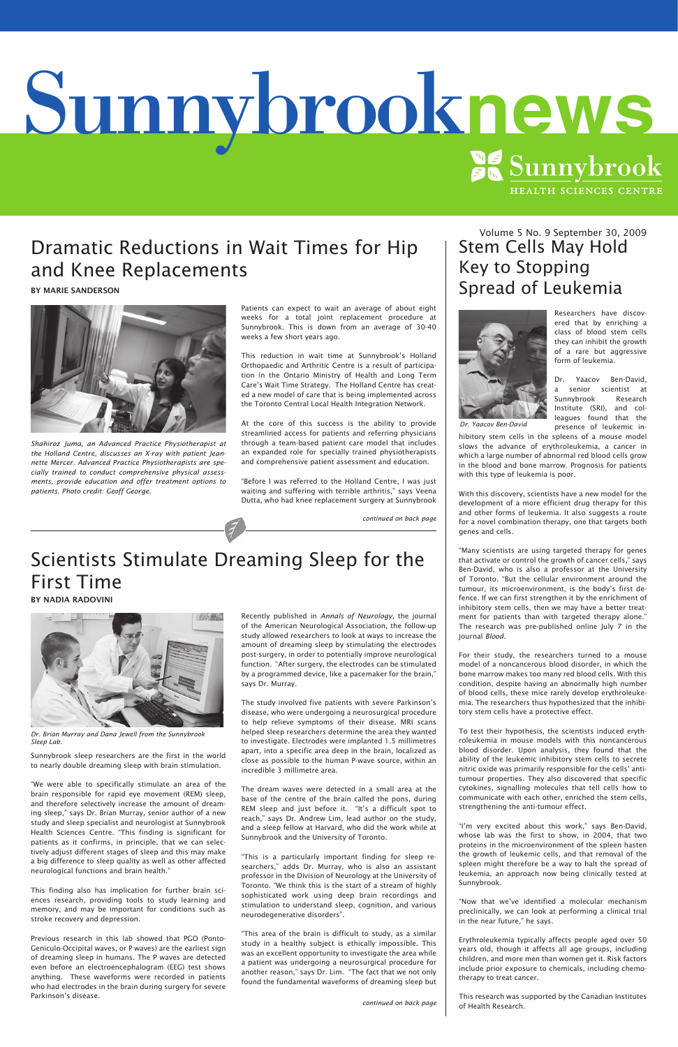# Sunnybrook news

Sunnybrook HEALTH SCIENCES CENTRE

Volume 5 No. 9 September 30, 2009

## Dramatic Reductions in Wait Times for Hip and Knee Replacements

**BY MARIE SANDERSON**

*Shahiroz Juma, an Advanced Practice Physiotherapist at the Holland Centre, discusses an X-ray with patient Jeannette Mercer. Advanced Practice Physiotherapists are specially trained to conduct comprehensive physical assessments, provide education and offer treatment options to patients. Photo credit: Geoff George.*

Patients can expect to wait an average of about eight weeks for a total joint replacement procedure at Sunnybrook. This is down from an average of 30-40 weeks a few short years ago.

This reduction in wait time at Sunnybrook's Holland Orthopaedic and Arthritic Centre is a result of participation in the Ontario Ministry of Health and Long Term Care's Wait Time Strategy. The Holland Centre has created a new model of care that is being implemented across the Toronto Central Local Health Integration Network.

At the core of this success is the ability to provide streamlined access for patients and referring physicians through a team-based patient care model that includes an expanded role for specially trained physiotherapists and comprehensive patient assessment and education.

"Before I was referred to the Holland Centre, I was just waiting and suffering with terrible arthritis," says Veena Dutta, who had knee replacement surgery at Sunnybrook

*continued on back page*

## Scientists Stimulate Dreaming Sleep for the First Time

**BY NADIA RADOVINI**

*Dr. Brian Murray and Dana Jewell from the Sunnybrook Sleep Lab.*

Sunnybrook sleep researchers are the first in the world to nearly double dreaming sleep with brain stimulation.

"We were able to specifically stimulate an area of the brain responsible for rapid eye movement (REM) sleep, and therefore selectively increase the amount of dreaming sleep," says Dr. Brian Murray, senior author of a new study and sleep specialist and neurologist at Sunnybrook Health Sciences Centre. "This finding is significant for patients as it confirms, in principle, that we can selectively adjust different stages of sleep and this may make a big difference to sleep quality as well as other affected neurological functions and brain health."

This finding also has implication for further brain sciences research, providing tools to study learning and memory, and may be important for conditions such as stroke recovery and depression.

Previous research in this lab showed that PGO (Ponto-Geniculo-Occipital waves, or P waves) are the earliest sign of dreaming sleep in humans. The P waves are detected even before an electroencephalogram (EEG) test shows anything. These waveforms were recorded in patients who had electrodes in the brain during surgery for severe Parkinson's disease.

Recently published in *Annals of Neurology*, the journal of the American Neurological Association, the follow-up study allowed researchers to look at ways to increase the amount of dreaming sleep by stimulating the electrodes post-surgery, in order to potentially improve neurological function. "After surgery, the electrodes can be stimulated by a programmed device, like a pacemaker for the brain," says Dr. Murray.

The study involved five patients with severe Parkinson's disease, who were undergoing a neurosurgical procedure to help relieve symptoms of their disease. MRI scans helped sleep researchers determine the area they wanted to investigate. Electrodes were implanted 1.5 millimetres apart, into a specific area deep in the brain, localized as close as possible to the human P-wave source, within an incredible 3 millimetre area.

The dream waves were detected in a small area at the base of the centre of the brain called the pons, during REM sleep and just before it. "It's a difficult spot to reach," says Dr. Andrew Lim, lead author on the study, and a sleep fellow at Harvard, who did the work while at Sunnybrook and the University of Toronto.

"This is a particularly important finding for sleep researchers," adds Dr. Murray, who is also an assistant professor in the Division of Neurology at the University of Toronto. "We think this is the start of a stream of highly sophisticated work using deep brain recordings and stimulation to understand sleep, cognition, and various neurodegenerative disorders".

"This area of the brain is difficult to study, as a similar study in a healthy subject is ethically impossible. This was an excellent opportunity to investigate the area while a patient was undergoing a neurosurgical procedure for another reason," says Dr. Lim. "The fact that we not only found the fundamental waveforms of dreaming sleep but

*continued on back page*

## Stem Cells May Hold Key to Stopping Spread of Leukemia

*Dr. Yaacov Ben-David*

Researchers have discovered that by enriching a class of blood stem cells they can inhibit the growth of a rare but aggressive form of leukemia.

Dr. Yaacov Ben-David, a senior scientist at Sunnybrook Research Institute (SRI), and colleagues found that the presence of leukemic inhibitory stem cells in the spleens of a mouse model slows the advance of erythroleukemia, a cancer in which a large number of abnormal red blood cells grow in the blood and bone marrow. Prognosis for patients with this type of leukemia is poor.

With this discovery, scientists have a new model for the development of a more efficient drug therapy for this and other forms of leukemia. It also suggests a route for a novel combination therapy, one that targets both genes and cells.

"Many scientists are using targeted therapy for genes that activate or control the growth of cancer cells," says Ben-David, who is also a professor at the University of Toronto. "But the cellular environment around the tumour, its microenvironment, is the body's first defence. If we can first strengthen it by the enrichment of inhibitory stem cells, then we may have a better treatment for patients than with targeted therapy alone." The research was pre-published online July 7 in the journal *Blood.*

For their study, the researchers turned to a mouse model of a noncancerous blood disorder, in which the bone marrow makes too many red blood cells. With this condition, despite having an abnormally high number of blood cells, these mice rarely develop erythroleukemia. The researchers thus hypothesized that the inhibitory stem cells have a protective effect.

To test their hypothesis, the scientists induced erythroleukemia in mouse models with this noncancerous blood disorder. Upon analysis, they found that the ability of the leukemic inhibitory stem cells to secrete nitric oxide was primarily responsible for the cells' antitumour properties. They also discovered that specific cytokines, signalling molecules that tell cells how to communicate with each other, enriched the stem cells, strengthening the anti-tumour effect.

"I'm very excited about this work," says Ben-David, whose lab was the first to show, in 2004, that two proteins in the microenvironment of the spleen hasten the growth of leukemic cells, and that removal of the spleen might therefore be a way to halt the spread of leukemia, an approach now being clinically tested at Sunnybrook.

"Now that we've identified a molecular mechanism preclinically, we can look at performing a clinical trial in the near future," he says.

Erythroleukemia typically affects people aged over 50 years old, though it affects all age groups, including children, and more men than women get it. Risk factors include prior exposure to chemicals, including chemotherapy to treat cancer.

This research was supported by the Canadian Institutes of Health Research.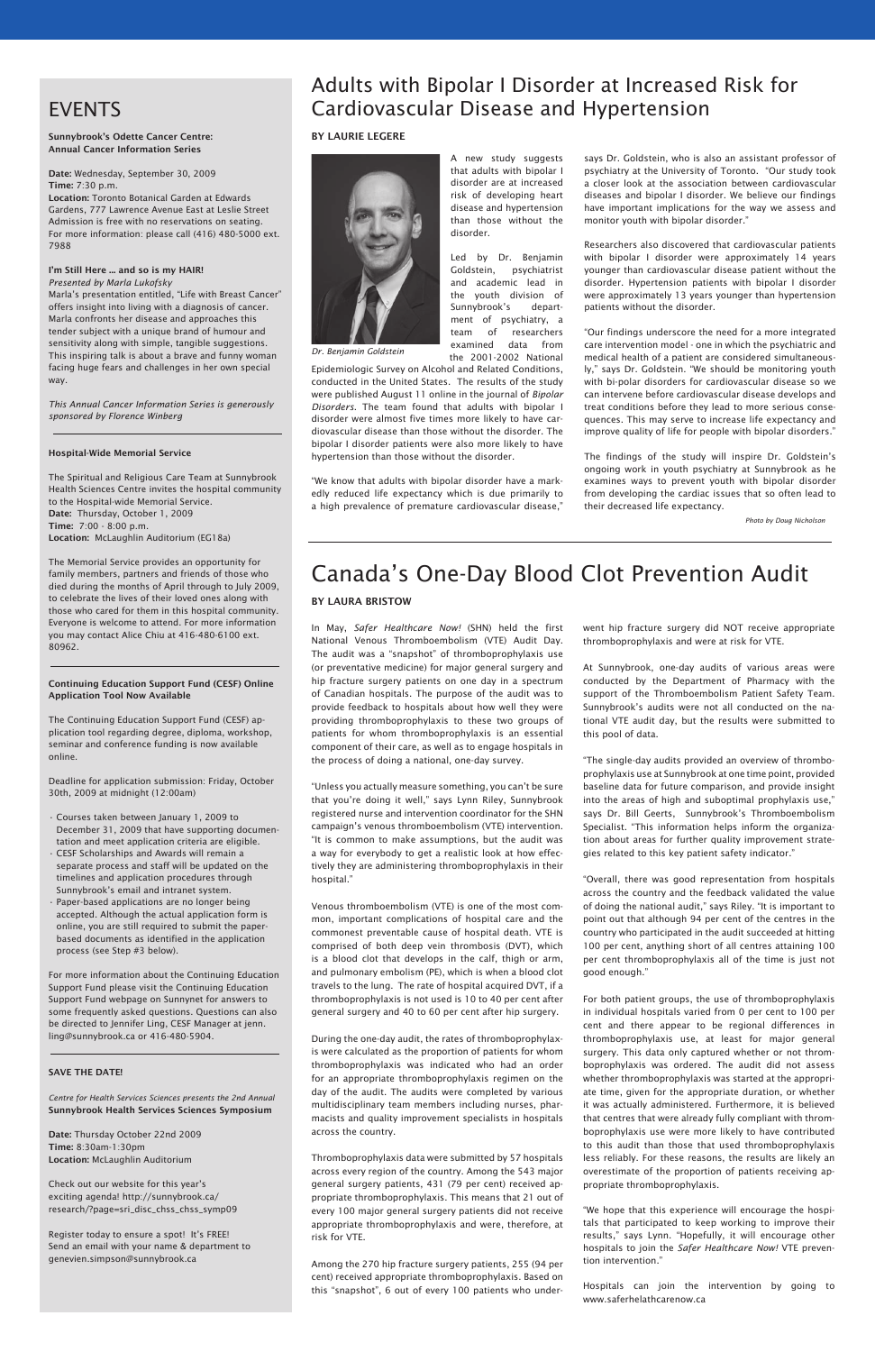# EVENTS

**Sunnybrook's Odette Cancer Centre: Annual Cancer Information Series**

**Date:** Wednesday, September 30, 2009
**Time:** 7:30 p.m.
**Location:** Toronto Botanical Garden at Edwards Gardens, 777 Lawrence Avenue East at Leslie Street
Admission is free with no reservations on seating. For more information: please call (416) 480-5000 ext. 7988

**I'm Still Here … and so is my HAIR!**
*Presented by Marla Lukofsky*
Marla's presentation entitled, "Life with Breast Cancer" offers insight into living with a diagnosis of cancer. Marla confronts her disease and approaches this tender subject with a unique brand of humour and sensitivity along with simple, tangible suggestions. This inspiring talk is about a brave and funny woman facing huge fears and challenges in her own special way.

*This Annual Cancer Information Series is generously sponsored by Florence Winberg*

---

**Hospital-Wide Memorial Service**

The Spiritual and Religious Care Team at Sunnybrook Health Sciences Centre invites the hospital community to the Hospital-wide Memorial Service.
**Date:** Thursday, October 1, 2009
**Time:** 7:00 - 8:00 p.m.
**Location:** McLaughlin Auditorium (EG18a)

The Memorial Service provides an opportunity for family members, partners and friends of those who died during the months of April through to July 2009, to celebrate the lives of their loved ones along with those who cared for them in this hospital community. Everyone is welcome to attend. For more information you may contact Alice Chiu at 416-480-6100 ext. 80962.

---

**Continuing Education Support Fund (CESF) Online Application Tool Now Available**

The Continuing Education Support Fund (CESF) application tool regarding degree, diploma, workshop, seminar and conference funding is now available online.

Deadline for application submission: Friday, October 30th, 2009 at midnight (12:00am)

- Courses taken between January 1, 2009 to December 31, 2009 that have supporting documentation and meet application criteria are eligible.
- CESF Scholarships and Awards will remain a separate process and staff will be updated on the timelines and application procedures through Sunnybrook's email and intranet system.
- Paper-based applications are no longer being accepted. Although the actual application form is online, you are still required to submit the paper-based documents as identified in the application process (see Step #3 below).

For more information about the Continuing Education Support Fund please visit the Continuing Education Support Fund webpage on Sunnynet for answers to some frequently asked questions. Questions can also be directed to Jennifer Ling, CESF Manager at jenn.ling@sunnybrook.ca or 416-480-5904.

---

**SAVE THE DATE!**

*Centre for Health Services Sciences presents the 2nd Annual* **Sunnybrook Health Services Sciences Symposium**

**Date:** Thursday October 22nd 2009
**Time:** 8:30am-1:30pm
**Location:** McLaughlin Auditorium

Check out our website for this year's exciting agenda! http://sunnybrook.ca/research/?page=sri_disc_chss_chss_symp09

Register today to ensure a spot! It's FREE! Send an email with your name & department to genevien.simpson@sunnybrook.ca

# Adults with Bipolar I Disorder at Increased Risk for Cardiovascular Disease and Hypertension

**BY LAURIE LEGERE**

*Dr. Benjamin Goldstein*

A new study suggests that adults with bipolar I disorder are at increased risk of developing heart disease and hypertension than those without the disorder.

Led by Dr. Benjamin Goldstein, psychiatrist and academic lead in the youth division of Sunnybrook's department of psychiatry, a team of researchers examined data from the 2001-2002 National Epidemiologic Survey on Alcohol and Related Conditions, conducted in the United States. The results of the study were published August 11 online in the journal of *Bipolar Disorders*. The team found that adults with bipolar I disorder were almost five times more likely to have cardiovascular disease than those without the disorder. The bipolar I disorder patients were also more likely to have hypertension than those without the disorder.

"We know that adults with bipolar disorder have a markedly reduced life expectancy which is due primarily to a high prevalence of premature cardiovascular disease," says Dr. Goldstein, who is also an assistant professor of psychiatry at the University of Toronto. "Our study took a closer look at the association between cardiovascular diseases and bipolar I disorder. We believe our findings have important implications for the way we assess and monitor youth with bipolar disorder."

Researchers also discovered that cardiovascular patients with bipolar I disorder were approximately 14 years younger than cardiovascular disease patient without the disorder. Hypertension patients with bipolar I disorder were approximately 13 years younger than hypertension patients without the disorder.

"Our findings underscore the need for a more integrated care intervention model - one in which the psychiatric and medical health of a patient are considered simultaneously," says Dr. Goldstein. "We should be monitoring youth with bi-polar disorders for cardiovascular disease so we can intervene before cardiovascular disease develops and treat conditions before they lead to more serious consequences. This may serve to increase life expectancy and improve quality of life for people with bipolar disorders."

The findings of the study will inspire Dr. Goldstein's ongoing work in youth psychiatry at Sunnybrook as he examines ways to prevent youth with bipolar disorder from developing the cardiac issues that so often lead to their decreased life expectancy.

*Photo by Doug Nicholson*

# Canada's One-Day Blood Clot Prevention Audit

**BY LAURA BRISTOW**

In May, *Safer Healthcare Now!* (SHN) held the first National Venous Thromboembolism (VTE) Audit Day. The audit was a "snapshot" of thromboprophylaxis use (or preventative medicine) for major general surgery and hip fracture surgery patients on one day in a spectrum of Canadian hospitals. The purpose of the audit was to provide feedback to hospitals about how well they were providing thromboprophylaxis to these two groups of patients for whom thromboprophylaxis is an essential component of their care, as well as to engage hospitals in the process of doing a national, one-day survey.

"Unless you actually measure something, you can't be sure that you're doing it well," says Lynn Riley, Sunnybrook registered nurse and intervention coordinator for the SHN campaign's venous thromboembolism (VTE) intervention. "It is common to make assumptions, but the audit was a way for everybody to get a realistic look at how effectively they are administering thromboprophylaxis in their hospital."

Venous thromboembolism (VTE) is one of the most common, important complications of hospital care and the commonest preventable cause of hospital death. VTE is comprised of both deep vein thrombosis (DVT), which is a blood clot that develops in the calf, thigh or arm, and pulmonary embolism (PE), which is when a blood clot travels to the lung. The rate of hospital acquired DVT, if a thromboprophylaxis is not used is 10 to 40 per cent after general surgery and 40 to 60 per cent after hip surgery.

During the one-day audit, the rates of thromboprophylaxis were calculated as the proportion of patients for whom thromboprophylaxis was indicated who had an order for an appropriate thromboprophylaxis regimen on the day of the audit. The audits were completed by various multidisciplinary team members including nurses, pharmacists and quality improvement specialists in hospitals across the country.

Thromboprophylaxis data were submitted by 57 hospitals across every region of the country. Among the 543 major general surgery patients, 431 (79 per cent) received appropriate thromboprophylaxis. This means that 21 out of every 100 major general surgery patients did not receive appropriate thromboprophylaxis and were, therefore, at risk for VTE.

Among the 270 hip fracture surgery patients, 255 (94 per cent) received appropriate thromboprophylaxis. Based on this "snapshot", 6 out of every 100 patients who underwent hip fracture surgery did NOT receive appropriate thromboprophylaxis and were at risk for VTE.

At Sunnybrook, one-day audits of various areas were conducted by the Department of Pharmacy with the support of the Thromboembolism Patient Safety Team. Sunnybrook's audits were not all conducted on the national VTE audit day, but the results were submitted to this pool of data.

"The single-day audits provided an overview of thromboprophylaxis use at Sunnybrook at one time point, provided baseline data for future comparison, and provide insight into the areas of high and suboptimal prophylaxis use," says Dr. Bill Geerts, Sunnybrook's Thromboembolism Specialist. "This information helps inform the organization about areas for further quality improvement strategies related to this key patient safety indicator."

"Overall, there was good representation from hospitals across the country and the feedback validated the value of doing the national audit," says Riley. "It is important to point out that although 94 per cent of the centres in the country who participated in the audit succeeded at hitting 100 per cent, anything short of all centres attaining 100 per cent thromboprophylaxis all of the time is just not good enough."

For both patient groups, the use of thromboprophylaxis in individual hospitals varied from 0 per cent to 100 per cent and there appear to be regional differences in thromboprophylaxis use, at least for major general surgery. This data only captured whether or not thromboprophylaxis was ordered. The audit did not assess whether thromboprophylaxis was started at the appropriate time, given for the appropriate duration, or whether it was actually administered. Furthermore, it is believed that centres that were already fully compliant with thromboprophylaxis use were more likely to have contributed to this audit than those that used thromboprophylaxis less reliably. For these reasons, the results are likely an overestimate of the proportion of patients receiving appropriate thromboprophylaxis.

"We hope that this experience will encourage the hospitals that participated to keep working to improve their results," says Lynn. "Hopefully, it will encourage other hospitals to join the *Safer Healthcare Now!* VTE prevention intervention."

Hospitals can join the intervention by going to www.saferhelathcarenow.ca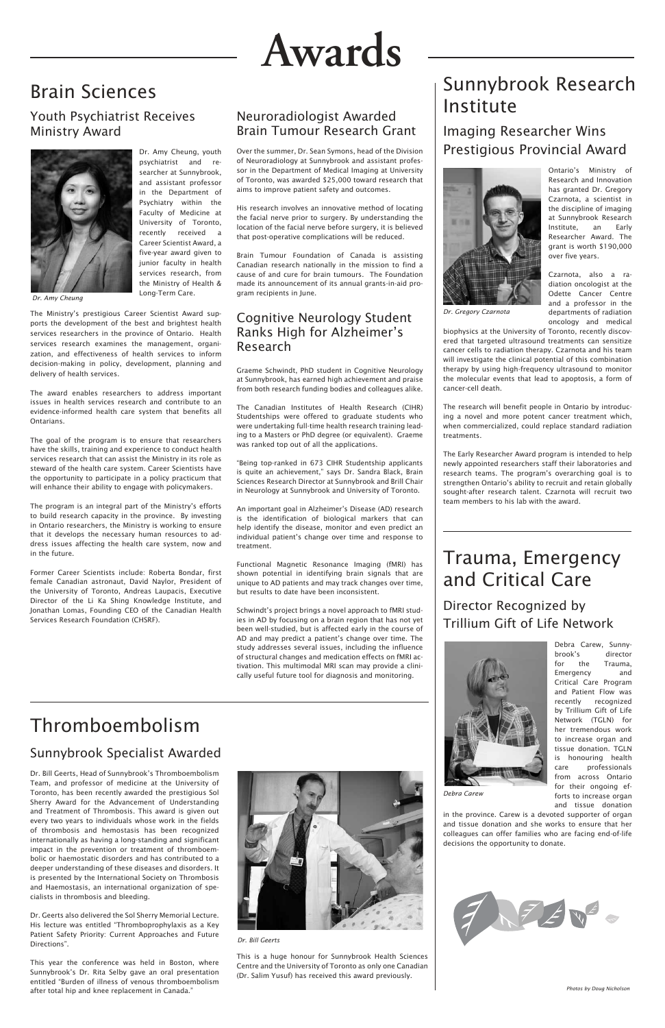# Awards

## Brain Sciences

### Youth Psychiatrist Receives Ministry Award

Dr. Amy Cheung, youth psychiatrist and researcher at Sunnybrook, and assistant professor in the Department of Psychiatry within the Faculty of Medicine at University of Toronto, recently received a Career Scientist Award, a five-year award given to junior faculty in health services research, from the Ministry of Health & Long-Term Care.

*Dr. Amy Cheung*

The Ministry's prestigious Career Scientist Award supports the development of the best and brightest health services researchers in the province of Ontario. Health services research examines the management, organization, and effectiveness of health services to inform decision-making in policy, development, planning and delivery of health services.

The award enables researchers to address important issues in health services research and contribute to an evidence-informed health care system that benefits all Ontarians.

The goal of the program is to ensure that researchers have the skills, training and experience to conduct health services research that can assist the Ministry in its role as steward of the health care system. Career Scientists have the opportunity to participate in a policy practicum that will enhance their ability to engage with policymakers.

The program is an integral part of the Ministry's efforts to build research capacity in the province. By investing in Ontario researchers, the Ministry is working to ensure that it develops the necessary human resources to address issues affecting the health care system, now and in the future.

Former Career Scientists include: Roberta Bondar, first female Canadian astronaut, David Naylor, President of the University of Toronto, Andreas Laupacis, Executive Director of the Li Ka Shing Knowledge Institute, and Jonathan Lomas, Founding CEO of the Canadian Health Services Research Foundation (CHSRF).

### Neuroradiologist Awarded Brain Tumour Research Grant

Over the summer, Dr. Sean Symons, head of the Division of Neuroradiology at Sunnybrook and assistant professor in the Department of Medical Imaging at University of Toronto, was awarded $25,000 toward research that aims to improve patient safety and outcomes.

His research involves an innovative method of locating the facial nerve prior to surgery. By understanding the location of the facial nerve before surgery, it is believed that post-operative complications will be reduced.

Brain Tumour Foundation of Canada is assisting Canadian research nationally in the mission to find a cause of and cure for brain tumours. The Foundation made its announcement of its annual grants-in-aid program recipients in June.

### Cognitive Neurology Student Ranks High for Alzheimer's Research

Graeme Schwindt, PhD student in Cognitive Neurology at Sunnybrook, has earned high achievement and praise from both research funding bodies and colleagues alike.

The Canadian Institutes of Health Research (CIHR) Studentships were offered to graduate students who were undertaking full-time health research training leading to a Masters or PhD degree (or equivalent). Graeme was ranked top out of all the applications.

"Being top-ranked in 673 CIHR Studentship applicants is quite an achievement," says Dr. Sandra Black, Brain Sciences Research Director at Sunnybrook and Brill Chair in Neurology at Sunnybrook and University of Toronto.

An important goal in Alzheimer's Disease (AD) research is the identification of biological markers that can help identify the disease, monitor and even predict an individual patient's change over time and response to treatment.

Functional Magnetic Resonance Imaging (fMRI) has shown potential in identifying brain signals that are unique to AD patients and may track changes over time, but results to date have been inconsistent.

Schwindt's project brings a novel approach to fMRI studies in AD by focusing on a brain region that has not yet been well-studied, but is affected early in the course of AD and may predict a patient's change over time. The study addresses several issues, including the influence of structural changes and medication effects on fMRI activation. This multimodal MRI scan may provide a clinically useful future tool for diagnosis and monitoring.

## Sunnybrook Research Institute

### Imaging Researcher Wins Prestigious Provincial Award

Ontario's Ministry of Research and Innovation has granted Dr. Gregory Czarnota, a scientist in the discipline of imaging at Sunnybrook Research Institute, an Early Researcher Award. The grant is worth $190,000 over five years.

*Dr. Gregory Czarnota*

Czarnota, also a radiation oncologist at the Odette Cancer Centre and a professor in the departments of radiation oncology and medical biophysics at the University of Toronto, recently discovered that targeted ultrasound treatments can sensitize cancer cells to radiation therapy. Czarnota and his team will investigate the clinical potential of this combination therapy by using high-frequency ultrasound to monitor the molecular events that lead to apoptosis, a form of cancer-cell death.

The research will benefit people in Ontario by introducing a novel and more potent cancer treatment which, when commercialized, could replace standard radiation treatments.

The Early Researcher Award program is intended to help newly appointed researchers staff their laboratories and research teams. The program's overarching goal is to strengthen Ontario's ability to recruit and retain globally sought-after research talent. Czarnota will recruit two team members to his lab with the award.

## Trauma, Emergency and Critical Care

### Director Recognized by Trillium Gift of Life Network

Debra Carew, Sunnybrook's director for the Trauma, Emergency and Critical Care Program and Patient Flow was recently recognized by Trillium Gift of Life Network (TGLN) for her tremendous work to increase organ and tissue donation. TGLN is honouring health care professionals from across Ontario for their ongoing efforts to increase organ and tissue donation in the province. Carew is a devoted supporter of organ and tissue donation and she works to ensure that her colleagues can offer families who are facing end-of-life decisions the opportunity to donate.

*Debra Carew*

## Thromboembolism

### Sunnybrook Specialist Awarded

Dr. Bill Geerts, Head of Sunnybrook's Thromboembolism Team, and professor of medicine at the University of Toronto, has been recently awarded the prestigious Sol Sherry Award for the Advancement of Understanding and Treatment of Thrombosis. This award is given out every two years to individuals whose work in the fields of thrombosis and hemostasis has been recognized internationally as having a long-standing and significant impact in the prevention or treatment of thromboembolic or haemostatic disorders and has contributed to a deeper understanding of these diseases and disorders. It is presented by the International Society on Thrombosis and Haemostasis, an international organization of specialists in thrombosis and bleeding.

Dr. Geerts also delivered the Sol Sherry Memorial Lecture. His lecture was entitled "Thromboprophylaxis as a Key Patient Safety Priority: Current Approaches and Future Directions".

This year the conference was held in Boston, where Sunnybrook's Dr. Rita Selby gave an oral presentation entitled "Burden of illness of venous thromboembolism after total hip and knee replacement in Canada."

*Dr. Bill Geerts*

This is a huge honour for Sunnybrook Health Sciences Centre and the University of Toronto as only one Canadian (Dr. Salim Yusuf) has received this award previously.

*Photos by Doug Nicholson*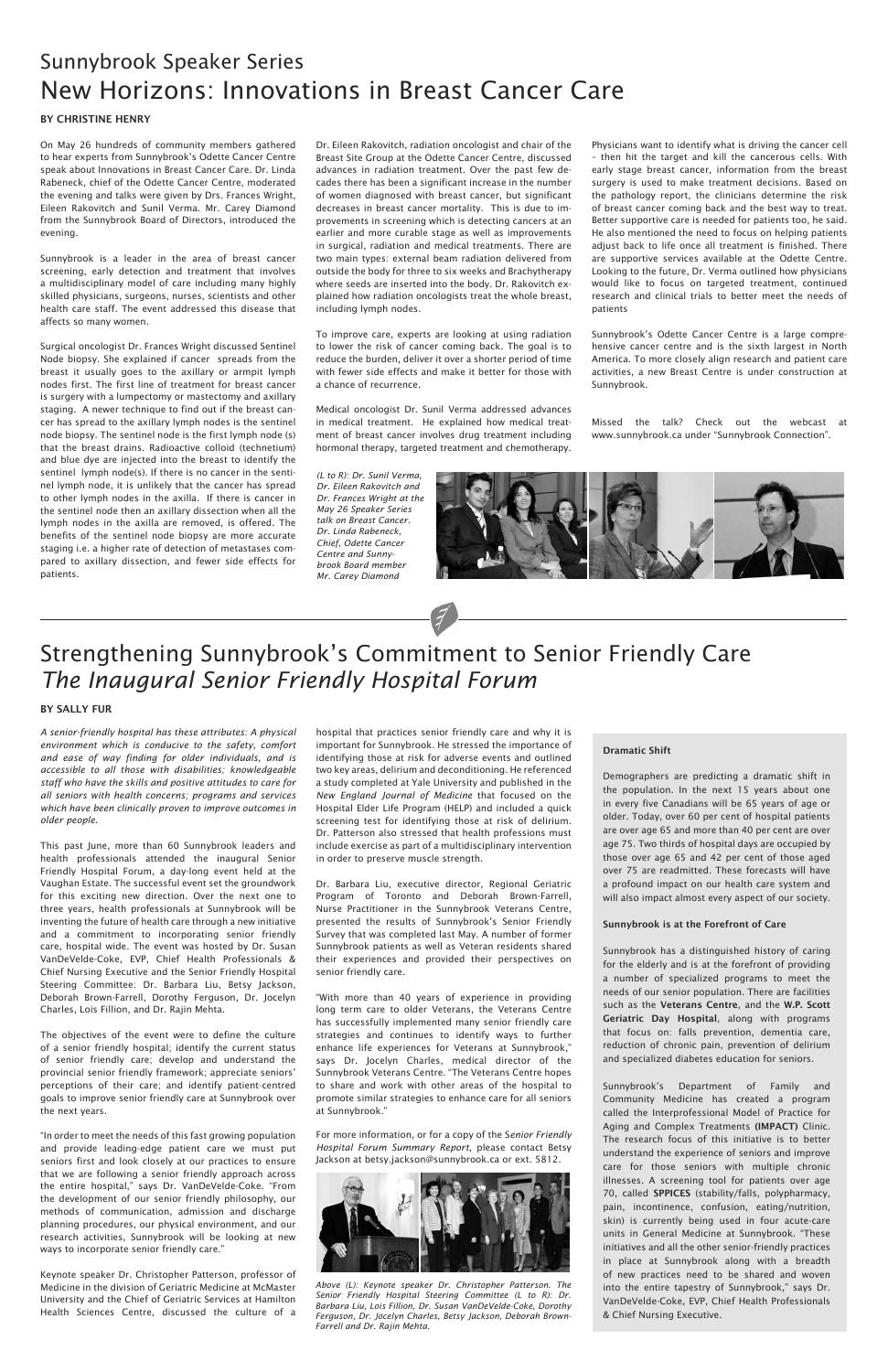# Sunnybrook Speaker Series
# New Horizons: Innovations in Breast Cancer Care

**BY CHRISTINE HENRY**

On May 26 hundreds of community members gathered to hear experts from Sunnybrook's Odette Cancer Centre speak about Innovations in Breast Cancer Care. Dr. Linda Rabeneck, chief of the Odette Cancer Centre, moderated the evening and talks were given by Drs. Frances Wright, Eileen Rakovitch and Sunil Verma. Mr. Carey Diamond from the Sunnybrook Board of Directors, introduced the evening.

Sunnybrook is a leader in the area of breast cancer screening, early detection and treatment that involves a multidisciplinary model of care including many highly skilled physicians, surgeons, nurses, scientists and other health care staff. The event addressed this disease that affects so many women.

Surgical oncologist Dr. Frances Wright discussed Sentinel Node biopsy. She explained if cancer spreads from the breast it usually goes to the axillary or armpit lymph nodes first. The first line of treatment for breast cancer is surgery with a lumpectomy or mastectomy and axillary staging. A newer technique to find out if the breast cancer has spread to the axillary lymph nodes is the sentinel node biopsy. The sentinel node is the first lymph node (s) that the breast drains. Radioactive colloid (technetium) and blue dye are injected into the breast to identify the sentinel lymph node(s). If there is no cancer in the sentinel lymph node, it is unlikely that the cancer has spread to other lymph nodes in the axilla. If there is cancer in the sentinel node then an axillary dissection when all the lymph nodes in the axilla are removed, is offered. The benefits of the sentinel node biopsy are more accurate staging i.e. a higher rate of detection of metastases compared to axillary dissection, and fewer side effects for patients.

Dr. Eileen Rakovitch, radiation oncologist and chair of the Breast Site Group at the Odette Cancer Centre, discussed advances in radiation treatment. Over the past few decades there has been a significant increase in the number of women diagnosed with breast cancer, but significant decreases in breast cancer mortality. This is due to improvements in screening which is detecting cancers at an earlier and more curable stage as well as improvements in surgical, radiation and medical treatments. There are two main types: external beam radiation delivered from outside the body for three to six weeks and Brachytherapy where seeds are inserted into the body. Dr. Rakovitch explained how radiation oncologists treat the whole breast, including lymph nodes.

To improve care, experts are looking at using radiation to lower the risk of cancer coming back. The goal is to reduce the burden, deliver it over a shorter period of time with fewer side effects and make it better for those with a chance of recurrence.

Medical oncologist Dr. Sunil Verma addressed advances in medical treatment. He explained how medical treatment of breast cancer involves drug treatment including hormonal therapy, targeted treatment and chemotherapy.

Physicians want to identify what is driving the cancer cell – then hit the target and kill the cancerous cells. With early stage breast cancer, information from the breast surgery is used to make treatment decisions. Based on the pathology report, the clinicians determine the risk of breast cancer coming back and the best way to treat. Better supportive care is needed for patients too, he said. He also mentioned the need to focus on helping patients adjust back to life once all treatment is finished. There are supportive services available at the Odette Centre. Looking to the future, Dr. Verma outlined how physicians would like to focus on targeted treatment, continued research and clinical trials to better meet the needs of patients

Sunnybrook's Odette Cancer Centre is a large comprehensive cancer centre and is the sixth largest in North America. To more closely align research and patient care activities, a new Breast Centre is under construction at Sunnybrook.

Missed the talk? Check out the webcast at www.sunnybrook.ca under "Sunnybrook Connection".

*(L to R): Dr. Sunil Verma, Dr. Eileen Rakovitch and Dr. Frances Wright at the May 26 Speaker Series talk on Breast Cancer. Dr. Linda Rabeneck, Chief, Odette Cancer Centre and Sunnybrook Board member Mr. Carey Diamond*

# Strengthening Sunnybrook's Commitment to Senior Friendly Care
## *The Inaugural Senior Friendly Hospital Forum*

**BY SALLY FUR**

*A senior-friendly hospital has these attributes: A physical environment which is conducive to the safety, comfort and ease of way finding for older individuals, and is accessible to all those with disabilities; knowledgeable staff who have the skills and positive attitudes to care for all seniors with health concerns; programs and services which have been clinically proven to improve outcomes in older people.*

This past June, more than 60 Sunnybrook leaders and health professionals attended the inaugural Senior Friendly Hospital Forum, a day-long event held at the Vaughan Estate. The successful event set the groundwork for this exciting new direction. Over the next one to three years, health professionals at Sunnybrook will be inventing the future of health care through a new initiative and a commitment to incorporating senior friendly care, hospital wide. The event was hosted by Dr. Susan VanDeVelde-Coke, EVP, Chief Health Professionals & Chief Nursing Executive and the Senior Friendly Hospital Steering Committee: Dr. Barbara Liu, Betsy Jackson, Deborah Brown-Farrell, Dorothy Ferguson, Dr. Jocelyn Charles, Lois Fillion, and Dr. Rajin Mehta.

The objectives of the event were to define the culture of a senior friendly hospital; identify the current status of senior friendly care; develop and understand the provincial senior friendly framework; appreciate seniors' perceptions of their care; and identify patient-centred goals to improve senior friendly care at Sunnybrook over the next years.

"In order to meet the needs of this fast growing population and provide leading-edge patient care we must put seniors first and look closely at our practices to ensure that we are following a senior friendly approach across the entire hospital," says Dr. VanDeVelde-Coke. "From the development of our senior friendly philosophy, our methods of communication, admission and discharge planning procedures, our physical environment, and our research activities, Sunnybrook will be looking at new ways to incorporate senior friendly care."

Keynote speaker Dr. Christopher Patterson, professor of Medicine in the division of Geriatric Medicine at McMaster University and the Chief of Geriatric Services at Hamilton Health Sciences Centre, discussed the culture of a hospital that practices senior friendly care and why it is important for Sunnybrook. He stressed the importance of identifying those at risk for adverse events and outlined two key areas, delirium and deconditioning. He referenced a study completed at Yale University and published in the *New England Journal of Medicine* that focused on the Hospital Elder Life Program (HELP) and included a quick screening test for identifying those at risk of delirium. Dr. Patterson also stressed that health professions must include exercise as part of a multidisciplinary intervention in order to preserve muscle strength.

Dr. Barbara Liu, executive director, Regional Geriatric Program of Toronto and Deborah Brown-Farrell, Nurse Practitioner in the Sunnybrook Veterans Centre, presented the results of Sunnybrook's Senior Friendly Survey that was completed last May. A number of former Sunnybrook patients as well as Veteran residents shared their experiences and provided their perspectives on senior friendly care.

"With more than 40 years of experience in providing long term care to older Veterans, the Veterans Centre has successfully implemented many senior friendly care strategies and continues to identify ways to further enhance life experiences for Veterans at Sunnybrook," says Dr. Jocelyn Charles, medical director of the Sunnybrook Veterans Centre. "The Veterans Centre hopes to share and work with other areas of the hospital to promote similar strategies to enhance care for all seniors at Sunnybrook."

For more information, or for a copy of the *Senior Friendly Hospital Forum Summary Report*, please contact Betsy Jackson at betsy.jackson@sunnybrook.ca or ext. 5812.

*Above (L): Keynote speaker Dr. Christopher Patterson. The Senior Friendly Hospital Steering Committee (L to R): Dr. Barbara Liu, Lois Fillion, Dr. Susan VanDeVelde-Coke, Dorothy Ferguson, Dr. Jocelyn Charles, Betsy Jackson, Deborah Brown-Farrell and Dr. Rajin Mehta.*

**Dramatic Shift**

Demographers are predicting a dramatic shift in the population. In the next 15 years about one in every five Canadians will be 65 years of age or older. Today, over 60 per cent of hospital patients are over age 65 and more than 40 per cent are over age 75. Two thirds of hospital days are occupied by those over age 65 and 42 per cent of those aged over 75 are readmitted. These forecasts will have a profound impact on our health care system and will also impact almost every aspect of our society.

**Sunnybrook is at the Forefront of Care**

Sunnybrook has a distinguished history of caring for the elderly and is at the forefront of providing a number of specialized programs to meet the needs of our senior population. There are facilities such as the **Veterans Centre**, and the **W.P. Scott Geriatric Day Hospital**, along with programs that focus on: falls prevention, dementia care, reduction of chronic pain, prevention of delirium and specialized diabetes education for seniors.

Sunnybrook's Department of Family and Community Medicine has created a program called the Interprofessional Model of Practice for Aging and Complex Treatments **(IMPACT)** Clinic. The research focus of this initiative is to better understand the experience of seniors and improve care for those seniors with multiple chronic illnesses. A screening tool for patients over age 70, called **SPICES** (stability/falls, polypharmacy, pain, incontinence, confusion, eating/nutrition, skin) is currently being used in four acute-care units in General Medicine at Sunnybrook. "These initiatives and all the other senior-friendly practices in place at Sunnybrook along with a breadth of new practices need to be shared and woven into the entire tapestry of Sunnybrook," says Dr. VanDeVelde-Coke, EVP, Chief Health Professionals & Chief Nursing Executive.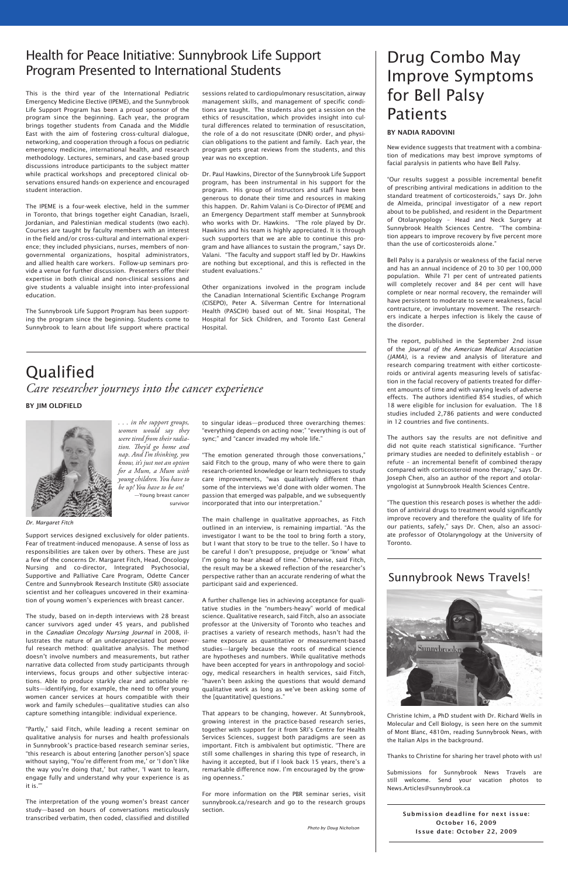## Health for Peace Initiative: Sunnybrook Life Support Program Presented to International Students

This is the third year of the International Pediatric Emergency Medicine Elective (IPEME), and the Sunnybrook Life Support Program has been a proud sponsor of the program since the beginning. Each year, the program brings together students from Canada and the Middle East with the aim of fostering cross-cultural dialogue, networking, and cooperation through a focus on pediatric emergency medicine, international health, and research methodology. Lectures, seminars, and case-based group discussions introduce participants to the subject matter while practical workshops and preceptored clinical observations ensured hands-on experience and encouraged student interaction.

The IPEME is a four-week elective, held in the summer in Toronto, that brings together eight Canadian, Israeli, Jordanian, and Palestinian medical students (two each). Courses are taught by faculty members with an interest in the field and/or cross-cultural and international experience; they included physicians, nurses, members of non-governmental organizations, hospital administrators, and allied health care workers. Follow-up seminars provide a venue for further discussion. Presenters offer their expertise in both clinical and non-clinical sessions and give students a valuable insight into inter-professional education.

The Sunnybrook Life Support Program has been supporting the program since the beginning. Students come to Sunnybrook to learn about life support where practical sessions related to cardiopulmonary resuscitation, airway management skills, and management of specific conditions are taught. The students also get a session on the ethics of resuscitation, which provides insight into cultural differences related to termination of resuscitation, the role of a do not resuscitate (DNR) order, and physician obligations to the patient and family. Each year, the program gets great reviews from the students, and this year was no exception.

Dr. Paul Hawkins, Director of the Sunnybrook Life Support program, has been instrumental in his support for the program. His group of instructors and staff have been generous to donate their time and resources in making this happen. Dr. Rahim Valani is Co-Director of IPEME and an Emergency Department staff member at Sunnybrook who works with Dr. Hawkins. "The role played by Dr. Hawkins and his team is highly appreciated. It is through such supporters that we are able to continue this program and have alliances to sustain the program," says Dr. Valani. "The faculty and support staff led by Dr. Hawkins are nothing but exceptional, and this is reflected in the student evaluations."

Other organizations involved in the program include the Canadian International Scientific Exchange Program (CISEPO), Peter A. Silverman Centre for International Health (PASCIH) based out of Mt. Sinai Hospital, The Hospital for Sick Children, and Toronto East General Hospital.

## Qualified

*Care researcher journeys into the cancer experience*

**BY JIM OLDFIELD**

*. . . in the support groups, women would say they were tired from their radiation. They'd go home and nap. And I'm thinking, you know, it's just not an option for a Mum, a Mum with young children. You have to be up! You have to be on!*

—Young breast cancer survivor

*Dr. Margaret Fitch*

Support services designed exclusively for older patients. Fear of treatment-induced menopause. A sense of loss as responsibilities are taken over by others. These are just a few of the concerns Dr. Margaret Fitch, Head, Oncology Nursing and co-director, Integrated Psychosocial, Supportive and Palliative Care Program, Odette Cancer Centre and Sunnybrook Research Institute (SRI) associate scientist and her colleagues uncovered in their examination of young women's experiences with breast cancer.

The study, based on in-depth interviews with 28 breast cancer survivors aged under 45 years, and published in the *Canadian Oncology Nursing Journal* in 2008, illustrates the nature of an underappreciated but powerful research method: qualitative analysis. The method doesn't involve numbers and measurements, but rather narrative data collected from study participants through interviews, focus groups and other subjective interactions. Able to produce starkly clear and actionable results—identifying, for example, the need to offer young women cancer services at hours compatible with their work and family schedules—qualitative studies can also capture something intangible: individual experience.

"Partly," said Fitch, while leading a recent seminar on qualitative analysis for nurses and health professionals in Sunnybrook's practice-based research seminar series, "this research is about entering [another person's] space without saying, 'You're different from me,' or 'I don't like the way you're doing that,' but rather, 'I want to learn, engage fully and understand why your experience is as it is.'"

The interpretation of the young women's breast cancer study—based on hours of conversations meticulously transcribed verbatim, then coded, classified and distilled to singular ideas—produced three overarching themes: "everything depends on acting now;" "everything is out of sync;" and "cancer invaded my whole life."

"The emotion generated through those conversations," said Fitch to the group, many of who were there to gain research-oriented knowledge or learn techniques to study care improvements, "was qualitatively different than some of the interviews we'd done with older women. The passion that emerged was palpable, and we subsequently incorporated that into our interpretation."

The main challenge in qualitative approaches, as Fitch outlined in an interview, is remaining impartial. "As the investigator I want to be the tool to bring forth a story, but I want that story to be true to the teller. So I have to be careful I don't presuppose, prejudge or 'know' what I'm going to hear ahead of time." Otherwise, said Fitch, the result may be a skewed reflection of the researcher's perspective rather than an accurate rendering of what the participant said and experienced.

A further challenge lies in achieving acceptance for qualitative studies in the "numbers-heavy" world of medical science. Qualitative research, said Fitch, also an associate professor at the University of Toronto who teaches and practises a variety of research methods, hasn't had the same exposure as quantitative or measurement-based studies—largely because the roots of medical science are hypotheses and numbers. While qualitative methods have been accepted for years in anthropology and sociology, medical researchers in health services, said Fitch, "haven't been asking the questions that would demand qualitative work as long as we've been asking some of the [quantitative] questions."

That appears to be changing, however. At Sunnybrook, growing interest in the practice-based research series, together with support for it from SRI's Centre for Health Services Sciences, suggest both paradigms are seen as important. Fitch is ambivalent but optimistic. "There are still some challenges in sharing this type of research, in having it accepted, but if I look back 15 years, there's a remarkable difference now. I'm encouraged by the growing openness."

For more information on the PBR seminar series, visit sunnybrook.ca/research and go to the research groups section.

*Photo by Doug Nicholson*

## Drug Combo May Improve Symptoms for Bell Palsy Patients

**BY NADIA RADOVINI**

New evidence suggests that treatment with a combination of medications may best improve symptoms of facial paralysis in patients who have Bell Palsy.

"Our results suggest a possible incremental benefit of prescribing antiviral medications in addition to the standard treatment of corticosteroids," says Dr. John de Almeida, principal investigator of a new report about to be published, and resident in the Department of Otolaryngology – Head and Neck Surgery at Sunnybrook Health Sciences Centre. "The combination appears to improve recovery by five percent more than the use of corticosteroids alone."

Bell Palsy is a paralysis or weakness of the facial nerve and has an annual incidence of 20 to 30 per 100,000 population. While 71 per cent of untreated patients will completely recover and 84 per cent will have complete or near normal recovery, the remainder will have persistent to moderate to severe weakness, facial contracture, or involuntary movement. The researchers indicate a herpes infection is likely the cause of the disorder.

The report, published in the September 2nd issue of the *Journal of the American Medical Association (JAMA)*, is a review and analysis of literature and research comparing treatment with either corticosteroids or antiviral agents measuring levels of satisfaction in the facial recovery of patients treated for different amounts of time and with varying levels of adverse effects. The authors identified 854 studies, of which 18 were eligible for inclusion for evaluation. The 18 studies included 2,786 patients and were conducted in 12 countries and five continents.

The authors say the results are not definitive and did not quite reach statistical significance. "Further primary studies are needed to definitely establish – or refute – an incremental benefit of combined therapy compared with corticosteroid mono therapy," says Dr. Joseph Chen, also an author of the report and otolaryngologist at Sunnybrook Health Sciences Centre.

"The question this research poses is whether the addition of antiviral drugs to treatment would significantly improve recovery and therefore the quality of life for our patients, safely," says Dr. Chen, also an associate professor of Otolaryngology at the University of Toronto.

## Sunnybrook News Travels!

Christine Ichim, a PhD student with Dr. Richard Wells in Molecular and Cell Biology, is seen here on the summit of Mont Blanc, 4810m, reading Sunnybrook News, with the Italian Alps in the background.

Thanks to Christine for sharing her travel photo with us!

Submissions for Sunnybrook News Travels are still welcome. Send your vacation photos to News.Articles@sunnybrook.ca

**Submission deadline for next issue: October 16, 2009**
**Issue date: October 22, 2009**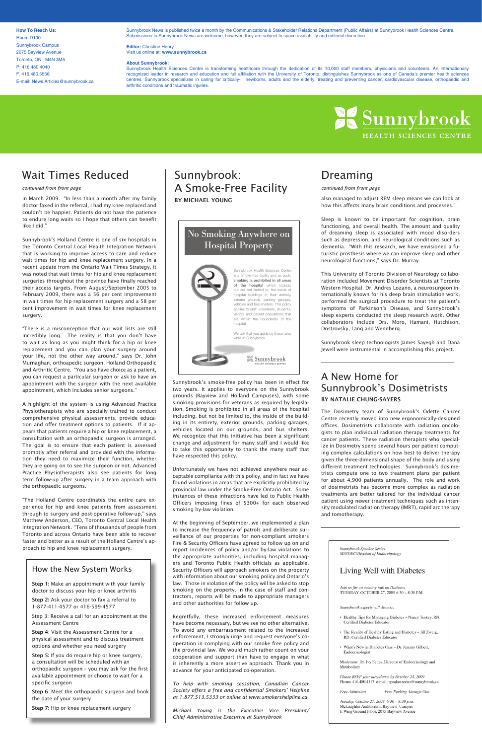**How To Reach Us:**
Room D100
Sunnybrook Campus
2075 Bayview Avenue
Toronto, ON M4N 3M5
P: 416.480.4040
F. 416.480.5556
E-mail: News.Articles@sunnybrook.ca

Sunnybrook News is published twice a month by the Communications & Stakeholder Relations Department (Public Affairs) at Sunnybrook Health Sciences Centre. Submissions to Sunnybrook News are welcome, however, they are subject to space availability and editorial discretion.

**Editor:** Christine Henry
Visit us online at: **www.sunnybrook.ca**

**About Sunnybrook:**
Sunnybrook Health Sciences Centre is transforming healthcare through the dedication of its 10,000 staff members, physicians and volunteers. An internationally recognized leader in research and education and full affiliation with the University of Toronto, distinguishes Sunnybrook as one of Canada's premier health sciences centres. Sunnybrook specializes in caring for critically-ill newborns, adults and the elderly, treating and preventing cancer, cardiovascular disease, orthopaedic and arthritic conditions and traumatic injuries.

Sunnybrook
HEALTH SCIENCES CENTRE

# Wait Times Reduced

*continued from front page*

in March 2009. "In less than a month after my family doctor faxed in the referral, I had my knee replaced and couldn't be happier. Patients do not have the patience to endure long waits so I hope that others can benefit like I did."

Sunnybrook's Holland Centre is one of six hospitals in the Toronto Central Local Health Integration Network that is working to improve access to care and reduce wait times for hip and knee replacement surgery. In a recent update from the Ontario Wait Times Strategy, it was noted that wait times for hip and knee replacement surgeries throughout the province have finally reached their access targets. From August/September 2005 to February 2009, there was a 56 per cent improvement in wait times for hip replacement surgery and a 58 per cent improvement in wait times for knee replacement surgery.

"There is a misconception that our wait lists are still incredibly long. The reality is that you don't have to wait as long as you might think for a hip or knee replacement and you can plan your surgery around your life, not the other way around," says Dr. John Murnaghan, orthopaedic surgeon, Holland Orthopaedic and Arthritic Centre. "You also have choice as a patient, you can request a particular surgeon or ask to have an appointment with the surgeon with the next available appointment, which includes senior surgeons."

A highlight of the system is using Advanced Practice Physiotherapists who are specially trained to conduct comprehensive physical assessments, provide education and offer treatment options to patients. If it appears that patients require a hip or knee replacement, a consultation with an orthopaedic surgeon is arranged. The goal is to ensure that each patient is assessed promptly after referral and provided with the information they need to maximize their function, whether they are going on to see the surgeon or not. Advanced Practice Physiotherapists also see patients for long term follow-up after surgery in a team approach with the orthopaedic surgeons.

"The Holland Centre coordinates the entire care experience for hip and knee patients from assessment through to surgery and post-operative follow-up," says Matthew Anderson, CEO, Toronto Central Local Health Integration Network. "Tens of thousands of people from Toronto and across Ontario have been able to recover faster and better as a result of the Holland Centre's approach to hip and knee replacement surgery.

## How the New System Works

**Step 1:** Make an appointment with your family doctor to discuss your hip or knee arthritis

**Step 2:** Ask your doctor to fax a referral to 1-877-411-4577 or 416-599-4577

Step 3: Receive a call for an appointment at the Assessment Centre

**Step 4**: Visit the Assessment Centre for a physical assessment and to discuss treatment options and whether you need surgery

**Step 5:** If you do require hip or knee surgery, a consultation will be scheduled with an orthopaedic surgeon – you may ask for the first available appointment or choose to wait for a specific surgeon

**Step 6**: Meet the orthopaedic surgeon and book the date of your surgery

**Step 7:** Hip or knee replacement surgery

# Sunnybrook: A Smoke-Free Facility

**BY MICHAEL YOUNG**

**No Smoking Anywhere on Hospital Property**

Sunnybrook Health Sciences Centre is a smoke-free facility and as such, **smoking is prohibited in all areas of the hospital** which include, but are not limited to, the inside of hospital buildings in their entirety, exterior grounds, parking garages, vehicles and bus shelters. This policy applies to staff, volunteers, students, visitors and patient populations that are within the boundaries of the hospital.

We ask that you abide by these rules while at Sunnybrook.

Sunnybrook HEALTH SCIENCES CENTRE

Sunnybrook's smoke-free policy has been in effect for two years. It applies to everyone on the Sunnybrook grounds (Bayview and Holland Campuses), with some smoking provisions for veterans as required by legislation. Smoking is prohibited in all areas of the hospital including, but not be limited to, the inside of the building in its entirety, exterior grounds, parking garages, vehicles located on our grounds, and bus shelters. We recognize that this initiative has been a significant change and adjustment for many staff and I would like to take this opportunity to thank the many staff that have respected this policy.

Unfortunately we have not achieved anywhere near acceptable compliance with this policy, and in fact we have found violations in areas that are explicitly prohibited by provincial law under the Smoke-Free Ontario Act. Some instances of these infractions have led to Public Health Officers imposing fines of $300+ for each observed smoking by-law violation.

At the beginning of September, we implemented a plan to increase the frequency of patrols and deliberate surveillance of our properties for non-compliant smokers Fire & Security Officers have agreed to follow up on and report incidences of policy and/or by-law violations to the appropriate authorities, including hospital managers and Toronto Public Health officials as applicable. Security Officers will approach smokers on the property with information about our smoking policy and Ontario's law. Those in violation of the policy will be asked to stop smoking on the property. In the case of staff and contractors, reports will be made to appropriate managers and other authorities for follow up.

Regretfully, these increased enforcement measures have become necessary, but we see no other alternative. To avoid any embarrassment related to the increased enforcement, I strongly urge and request everyone's cooperation in complying with our smoke free policy and the provincial law. We would much rather count on your cooperation and support than have to engage in what is inherently a more assertive approach. Thank you in advance for your anticipated co-operation.

*To help with smoking cessation, Canadian Cancer Society offers a free and confidential Smokers' Helpline at 1.877.513.5333 or online at www.smokershelpline.ca*

*Michael Young is the Executive Vice President/ Chief Administrative Executive at Sunnybrook*

# Dreaming

*continued from front page*

also managed to adjust REM sleep means we can look at how this affects many brain conditions and processes."

Sleep is known to be important for cognition, brain functioning, and overall health. The amount and quality of dreaming sleep is associated with mood disorders such as depression, and neurological conditions such as dementia. "With this research, we have envisioned a futuristic prosthesis where we can improve sleep and other neurological functions," says Dr. Murray.

This University of Toronto Division of Neurology collaboration included Movement Disorder Scientists at Toronto Western Hospital. Dr. Andres Lozano, a neurosurgeon internationally known for his deep brain stimulation work, performed the surgical procedure to treat the patient's symptoms of Parkinson's Disease, and Sunnybrook's sleep experts conducted the sleep research work. Other collaborators include Drs. Moro, Hamani, Hutchison, Dostrovsky, Lang and Wennberg.

Sunnybrook sleep technologists James Sayegh and Dana Jewell were instrumental in accomplishing this project.

# A New Home for Sunnybrook's Dosimetrists

**BY NATALIE CHUNG-SAYERS**

The Dosimetry team of Sunnybrook's Odette Cancer Centre recently moved into new ergonomically-designed offices. Dosimetrists collaborate with radiation oncologists to plan individual radiation therapy treatments for cancer patients. These radiation therapists who specialize in Dosimetry spend several hours per patient computing complex calculations on how best to deliver therapy given the three-dimensional shape of the body and using different treatment technologies. Sunnybrook's dosimetrists compute one to two treatment plans per patient for about 4,900 patients annually. The role and work of dosimetrists has become more complex as radiation treatments are better tailored for the individual cancer patient using newer treatment techniques such as intensity modulated radiation therapy (IMRT), rapid arc therapy and tomotherapy.

*Sunnybrook Speaker Series*
*SUNDEC/Division of Endocrinology*

## Living Well with Diabetes

*Join us for an evening talk on Diabetes*
TUESDAY, OCTOBER 27, 2009 6:30 – 8:30 P.M.

*Sunnybrook experts will discuss:*

- Healthy Tips for Managing Diabetes – Nancy Teskey, RN, Certified Diabetes Educator
- The Reality of Healthy Eating and Diabetes – Jill Zweig, RD, Certified Diabetes Educator
- What's New in Diabetes Care – Dr. Jeremy Gilbert, Endocrinologist

Moderator: Dr. Ivy Fettes, Director of Endocrinology and Metabolism

*Please RSVP your attendance by October 24, 2009*
Phone: 416.480.4117 e-mail: speaker.series@sunnybrook.ca

*Free Admission* *Free Parking, Garage One*

*Tuesday, October 27, 2009 6:30 – 8:30 p.m.*
McLaughlin Auditorium, Bayview Campus
E Wing Ground Floor, 2075 Bayview Avenue